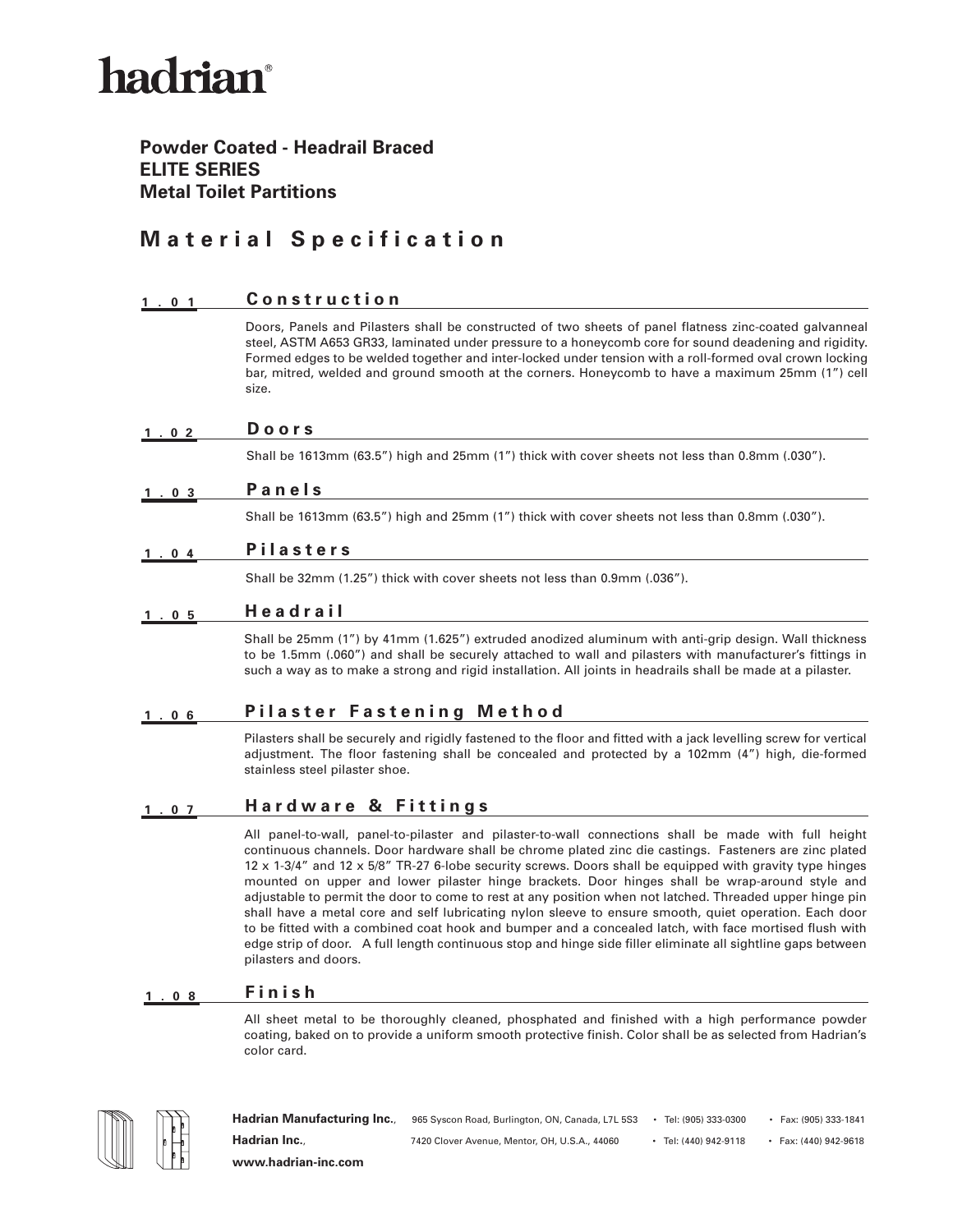# hadrian®

**Powder Coated - Headrail Braced**
**ELITE SERIES**
**Metal Toilet Partitions**

## Material Specification

### 1.01 Construction

Doors, Panels and Pilasters shall be constructed of two sheets of panel flatness zinc-coated galvanneal steel, ASTM A653 GR33, laminated under pressure to a honeycomb core for sound deadening and rigidity. Formed edges to be welded together and inter-locked under tension with a roll-formed oval crown locking bar, mitred, welded and ground smooth at the corners. Honeycomb to have a maximum 25mm (1") cell size.

### 1.02 Doors

Shall be 1613mm (63.5") high and 25mm (1") thick with cover sheets not less than 0.8mm (.030").

### 1.03 Panels

Shall be 1613mm (63.5") high and 25mm (1") thick with cover sheets not less than 0.8mm (.030").

### 1.04 Pilasters

Shall be 32mm (1.25") thick with cover sheets not less than 0.9mm (.036").

### 1.05 Headrail

Shall be 25mm (1") by 41mm (1.625") extruded anodized aluminum with anti-grip design. Wall thickness to be 1.5mm (.060") and shall be securely attached to wall and pilasters with manufacturer's fittings in such a way as to make a strong and rigid installation. All joints in headrails shall be made at a pilaster.

### 1.06 Pilaster Fastening Method

Pilasters shall be securely and rigidly fastened to the floor and fitted with a jack levelling screw for vertical adjustment. The floor fastening shall be concealed and protected by a 102mm (4") high, die-formed stainless steel pilaster shoe.

### 1.07 Hardware & Fittings

All panel-to-wall, panel-to-pilaster and pilaster-to-wall connections shall be made with full height continuous channels. Door hardware shall be chrome plated zinc die castings. Fasteners are zinc plated 12 x 1-3/4" and 12 x 5/8" TR-27 6-lobe security screws. Doors shall be equipped with gravity type hinges mounted on upper and lower pilaster hinge brackets. Door hinges shall be wrap-around style and adjustable to permit the door to come to rest at any position when not latched. Threaded upper hinge pin shall have a metal core and self lubricating nylon sleeve to ensure smooth, quiet operation. Each door to be fitted with a combined coat hook and bumper and a concealed latch, with face mortised flush with edge strip of door. A full length continuous stop and hinge side filler eliminate all sightline gaps between pilasters and doors.

### 1.08 Finish

All sheet metal to be thoroughly cleaned, phosphated and finished with a high performance powder coating, baked on to provide a uniform smooth protective finish. Color shall be as selected from Hadrian's color card.

**Hadrian Manufacturing Inc.**, 965 Syscon Road, Burlington, ON, Canada, L7L 5S3 • Tel: (905) 333-0300 • Fax: (905) 333-1841
**Hadrian Inc.**, 7420 Clover Avenue, Mentor, OH, U.S.A., 44060 • Tel: (440) 942-9118 • Fax: (440) 942-9618
**www.hadrian-inc.com**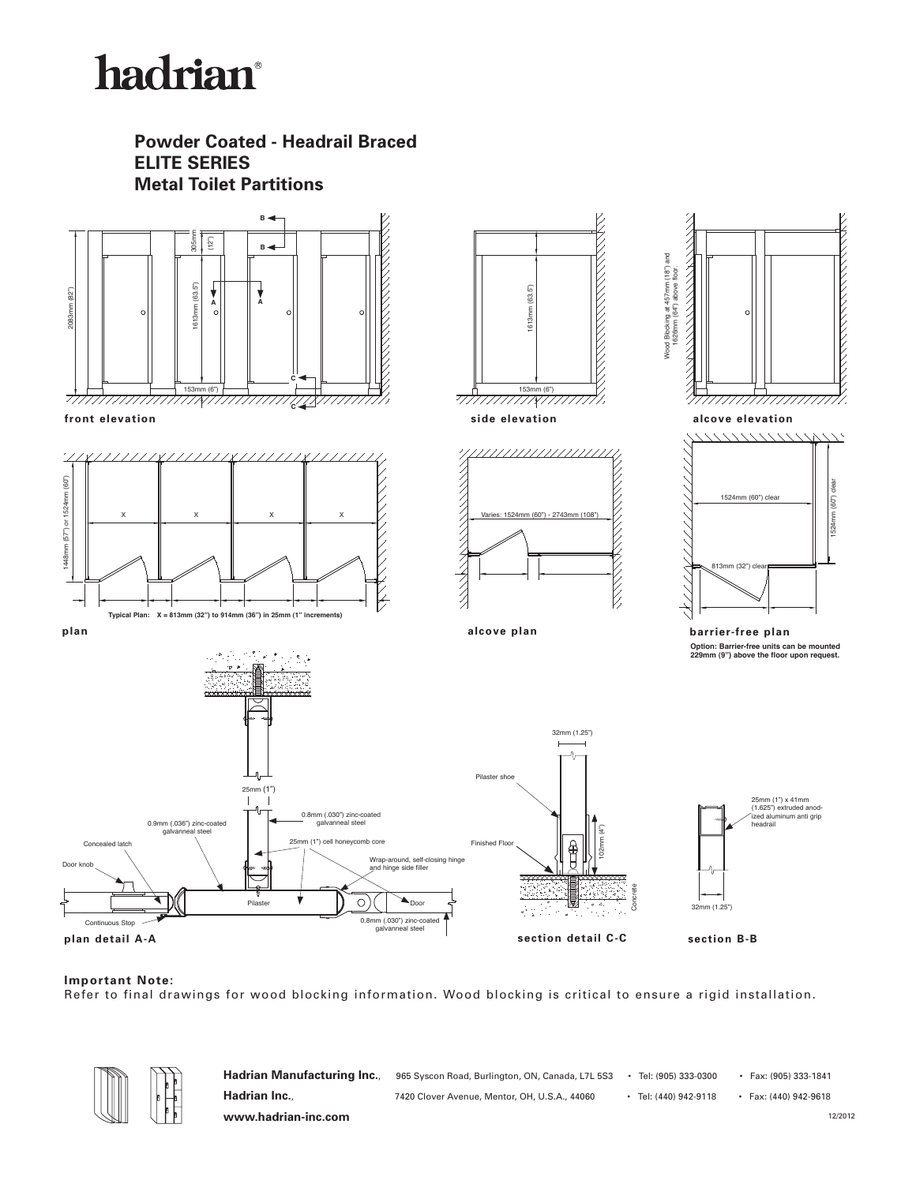# hadrian®

## Powder Coated - Headrail Braced
## ELITE SERIES
## Metal Toilet Partitions

B
B
305mm (12")
2083mm (82")
1613mm (63.5")
A
A
C
153mm (6")
C

**front elevation**

1613mm (63.5")
153mm (6")

**side elevation**

Wood Blocking at 457mm (18") and 1626mm (64") above floor.

**alcove elevation**

1448mm (57") or 1524mm (60")
X X X X

**Typical Plan: X = 813mm (32") to 914mm (36") in 25mm (1" increments)**

**plan**

Varies: 1524mm (60") - 2743mm (108")

**alcove plan**

1524mm (60") clear
1524mm (60") clear
813mm (32") clear

**barrier-free plan**

**Option: Barrier-free units can be mounted 229mm (9") above the floor upon request.**

25mm (1")
0.9mm (.036") zinc-coated galvanneal steel
0.8mm (.030") zinc-coated galvanneal steel
25mm (1") cell honeycomb core
Concealed latch
Door knob
Wrap-around, self-closing hinge and hinge side filler
Pilaster
Door
Continuous Stop
0.8mm (.030") zinc-coated galvanneal steel

**plan detail A-A**

32mm (1.25")
Pilaster shoe
Finished Floor
102mm (4")
Concrete

**section detail C-C**

25mm (1") x 41mm (1.625") extruded anodized aluminum anti grip headrail
32mm (1.25")

**section B-B**

**Important Note:**
Refer to final drawings for wood blocking information. Wood blocking is critical to ensure a rigid installation.

**Hadrian Manufacturing Inc.**, 965 Syscon Road, Burlington, ON, Canada, L7L 5S3 • Tel: (905) 333-0300 • Fax: (905) 333-1841
**Hadrian Inc.**, 7420 Clover Avenue, Mentor, OH, U.S.A., 44060 • Tel: (440) 942-9118 • Fax: (440) 942-9618
**www.hadrian-inc.com**

12/2012